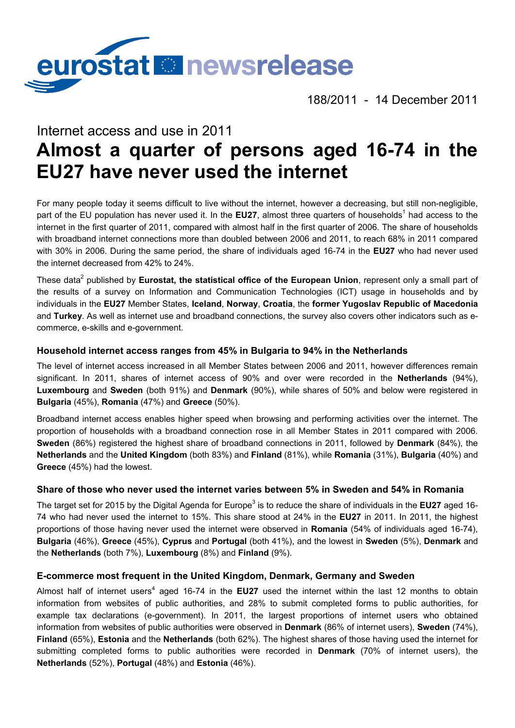eurostat newsrelease

188/2011 - 14 December 2011

Internet access and use in 2011

# Almost a quarter of persons aged 16-74 in the EU27 have never used the internet

For many people today it seems difficult to live without the internet, however a decreasing, but still non-negligible, part of the EU population has never used it. In the **EU27**, almost three quarters of households[1] had access to the internet in the first quarter of 2011, compared with almost half in the first quarter of 2006. The share of households with broadband internet connections more than doubled between 2006 and 2011, to reach 68% in 2011 compared with 30% in 2006. During the same period, the share of individuals aged 16-74 in the **EU27** who had never used the internet decreased from 42% to 24%.

These data[2] published by **Eurostat, the statistical office of the European Union**, represent only a small part of the results of a survey on Information and Communication Technologies (ICT) usage in households and by individuals in the **EU27** Member States, **Iceland**, **Norway**, **Croatia**, the **former Yugoslav Republic of Macedonia** and **Turkey**. As well as internet use and broadband connections, the survey also covers other indicators such as e-commerce, e-skills and e-government.

### Household internet access ranges from 45% in Bulgaria to 94% in the Netherlands

The level of internet access increased in all Member States between 2006 and 2011, however differences remain significant. In 2011, shares of internet access of 90% and over were recorded in the **Netherlands** (94%), **Luxembourg** and **Sweden** (both 91%) and **Denmark** (90%), while shares of 50% and below were registered in **Bulgaria** (45%), **Romania** (47%) and **Greece** (50%).

Broadband internet access enables higher speed when browsing and performing activities over the internet. The proportion of households with a broadband connection rose in all Member States in 2011 compared with 2006. **Sweden** (86%) registered the highest share of broadband connections in 2011, followed by **Denmark** (84%), the **Netherlands** and the **United Kingdom** (both 83%) and **Finland** (81%), while **Romania** (31%), **Bulgaria** (40%) and **Greece** (45%) had the lowest.

### Share of those who never used the internet varies between 5% in Sweden and 54% in Romania

The target set for 2015 by the Digital Agenda for Europe[3] is to reduce the share of individuals in the **EU27** aged 16-74 who had never used the internet to 15%. This share stood at 24% in the **EU27** in 2011. In 2011, the highest proportions of those having never used the internet were observed in **Romania** (54% of individuals aged 16-74), **Bulgaria** (46%), **Greece** (45%), **Cyprus** and **Portugal** (both 41%), and the lowest in **Sweden** (5%), **Denmark** and the **Netherlands** (both 7%), **Luxembourg** (8%) and **Finland** (9%).

### E-commerce most frequent in the United Kingdom, Denmark, Germany and Sweden

Almost half of internet users[4] aged 16-74 in the **EU27** used the internet within the last 12 months to obtain information from websites of public authorities, and 28% to submit completed forms to public authorities, for example tax declarations (e-government). In 2011, the largest proportions of internet users who obtained information from websites of public authorities were observed in **Denmark** (86% of internet users), **Sweden** (74%), **Finland** (65%), **Estonia** and the **Netherlands** (both 62%). The highest shares of those having used the internet for submitting completed forms to public authorities were recorded in **Denmark** (70% of internet users), the **Netherlands** (52%), **Portugal** (48%) and **Estonia** (46%).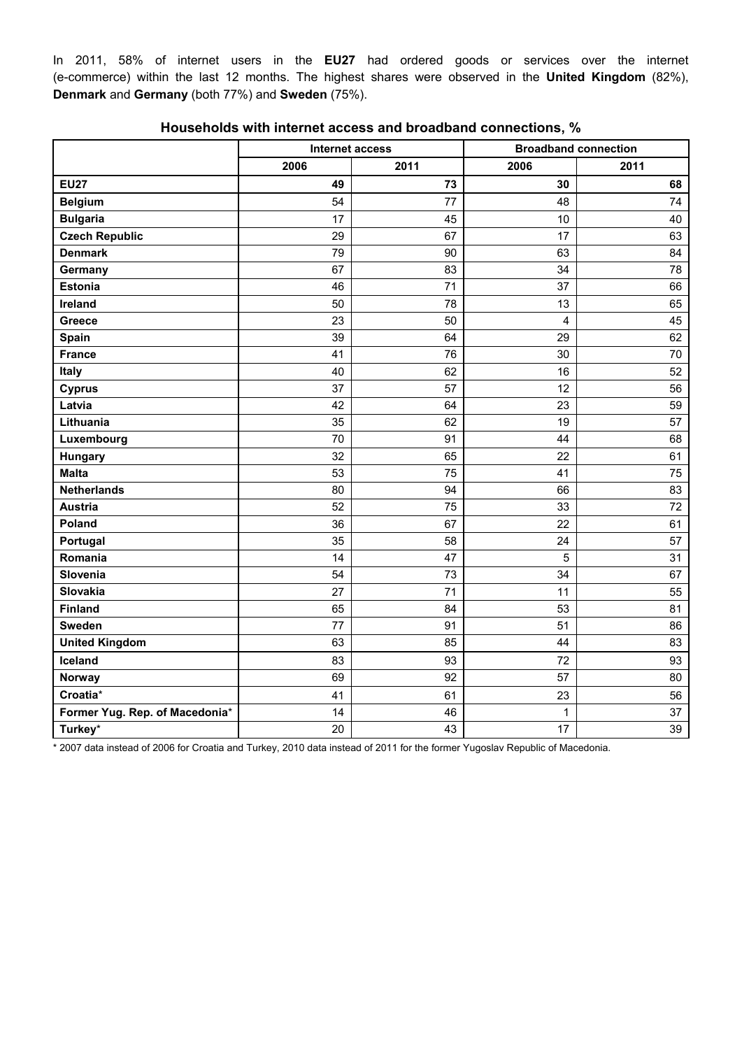In 2011, 58% of internet users in the **EU27** had ordered goods or services over the internet (e-commerce) within the last 12 months. The highest shares were observed in the **United Kingdom** (82%), **Denmark** and **Germany** (both 77%) and **Sweden** (75%).

**Households with internet access and broadband connections, %**

| | Internet access | | Broadband connection | |
|---|---|---|---|---|
| | 2006 | 2011 | 2006 | 2011 |
| **EU27** | **49** | **73** | **30** | **68** |
| **Belgium** | 54 | 77 | 48 | 74 |
| **Bulgaria** | 17 | 45 | 10 | 40 |
| **Czech Republic** | 29 | 67 | 17 | 63 |
| **Denmark** | 79 | 90 | 63 | 84 |
| **Germany** | 67 | 83 | 34 | 78 |
| **Estonia** | 46 | 71 | 37 | 66 |
| **Ireland** | 50 | 78 | 13 | 65 |
| **Greece** | 23 | 50 | 4 | 45 |
| **Spain** | 39 | 64 | 29 | 62 |
| **France** | 41 | 76 | 30 | 70 |
| **Italy** | 40 | 62 | 16 | 52 |
| **Cyprus** | 37 | 57 | 12 | 56 |
| **Latvia** | 42 | 64 | 23 | 59 |
| **Lithuania** | 35 | 62 | 19 | 57 |
| **Luxembourg** | 70 | 91 | 44 | 68 |
| **Hungary** | 32 | 65 | 22 | 61 |
| **Malta** | 53 | 75 | 41 | 75 |
| **Netherlands** | 80 | 94 | 66 | 83 |
| **Austria** | 52 | 75 | 33 | 72 |
| **Poland** | 36 | 67 | 22 | 61 |
| **Portugal** | 35 | 58 | 24 | 57 |
| **Romania** | 14 | 47 | 5 | 31 |
| **Slovenia** | 54 | 73 | 34 | 67 |
| **Slovakia** | 27 | 71 | 11 | 55 |
| **Finland** | 65 | 84 | 53 | 81 |
| **Sweden** | 77 | 91 | 51 | 86 |
| **United Kingdom** | 63 | 85 | 44 | 83 |
| **Iceland** | 83 | 93 | 72 | 93 |
| **Norway** | 69 | 92 | 57 | 80 |
| **Croatia*** | 41 | 61 | 23 | 56 |
| **Former Yug. Rep. of Macedonia*** | 14 | 46 | 1 | 37 |
| **Turkey*** | 20 | 43 | 17 | 39 |

* 2007 data instead of 2006 for Croatia and Turkey, 2010 data instead of 2011 for the former Yugoslav Republic of Macedonia.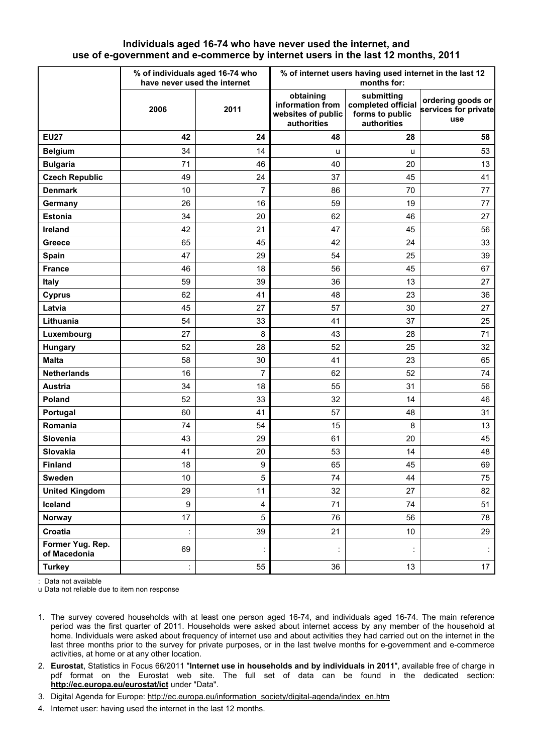**Individuals aged 16-74 who have never used the internet, and use of e-government and e-commerce by internet users in the last 12 months, 2011**

| | % of individuals aged 16-74 who have never used the internet | | % of internet users having used internet in the last 12 months for: | | |
|---|---|---|---|---|---|
| | 2006 | 2011 | obtaining information from websites of public authorities | submitting completed official forms to public authorities | ordering goods or services for private use |
| **EU27** | **42** | **24** | **48** | **28** | **58** |
| **Belgium** | 34 | 14 | u | u | 53 |
| **Bulgaria** | 71 | 46 | 40 | 20 | 13 |
| **Czech Republic** | 49 | 24 | 37 | 45 | 41 |
| **Denmark** | 10 | 7 | 86 | 70 | 77 |
| **Germany** | 26 | 16 | 59 | 19 | 77 |
| **Estonia** | 34 | 20 | 62 | 46 | 27 |
| **Ireland** | 42 | 21 | 47 | 45 | 56 |
| **Greece** | 65 | 45 | 42 | 24 | 33 |
| **Spain** | 47 | 29 | 54 | 25 | 39 |
| **France** | 46 | 18 | 56 | 45 | 67 |
| **Italy** | 59 | 39 | 36 | 13 | 27 |
| **Cyprus** | 62 | 41 | 48 | 23 | 36 |
| **Latvia** | 45 | 27 | 57 | 30 | 27 |
| **Lithuania** | 54 | 33 | 41 | 37 | 25 |
| **Luxembourg** | 27 | 8 | 43 | 28 | 71 |
| **Hungary** | 52 | 28 | 52 | 25 | 32 |
| **Malta** | 58 | 30 | 41 | 23 | 65 |
| **Netherlands** | 16 | 7 | 62 | 52 | 74 |
| **Austria** | 34 | 18 | 55 | 31 | 56 |
| **Poland** | 52 | 33 | 32 | 14 | 46 |
| **Portugal** | 60 | 41 | 57 | 48 | 31 |
| **Romania** | 74 | 54 | 15 | 8 | 13 |
| **Slovenia** | 43 | 29 | 61 | 20 | 45 |
| **Slovakia** | 41 | 20 | 53 | 14 | 48 |
| **Finland** | 18 | 9 | 65 | 45 | 69 |
| **Sweden** | 10 | 5 | 74 | 44 | 75 |
| **United Kingdom** | 29 | 11 | 32 | 27 | 82 |
| **Iceland** | 9 | 4 | 71 | 74 | 51 |
| **Norway** | 17 | 5 | 76 | 56 | 78 |
| **Croatia** | : | 39 | 21 | 10 | 29 |
| **Former Yug. Rep. of Macedonia** | 69 | : | : | : | : |
| **Turkey** | : | 55 | 36 | 13 | 17 |

: Data not available
u Data not reliable due to item non response

1. The survey covered households with at least one person aged 16-74, and individuals aged 16-74. The main reference period was the first quarter of 2011. Households were asked about internet access by any member of the household at home. Individuals were asked about frequency of internet use and about activities they had carried out on the internet in the last three months prior to the survey for private purposes, or in the last twelve months for e-government and e-commerce activities, at home or at any other location.
2. **Eurostat**, Statistics in Focus 66/2011 "**Internet use in households and by individuals in 2011**", available free of charge in pdf format on the Eurostat web site. The full set of data can be found in the dedicated section: **http://ec.europa.eu/eurostat/ict** under "Data".
3. Digital Agenda for Europe: http://ec.europa.eu/information_society/digital-agenda/index_en.htm
4. Internet user: having used the internet in the last 12 months.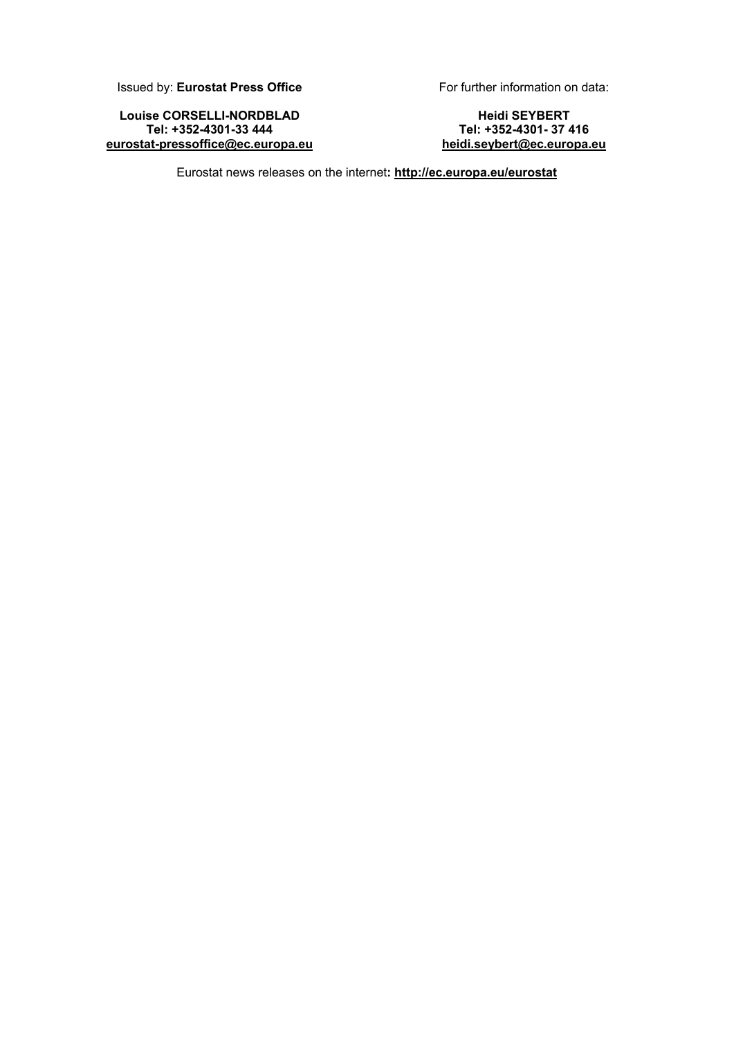Issued by: **Eurostat Press Office**

**Louise CORSELLI-NORDBLAD**
**Tel: +352-4301-33 444**
**eurostat-pressoffice@ec.europa.eu**

For further information on data:

**Heidi SEYBERT**
**Tel: +352-4301- 37 416**
**heidi.seybert@ec.europa.eu**

Eurostat news releases on the internet**: http://ec.europa.eu/eurostat**